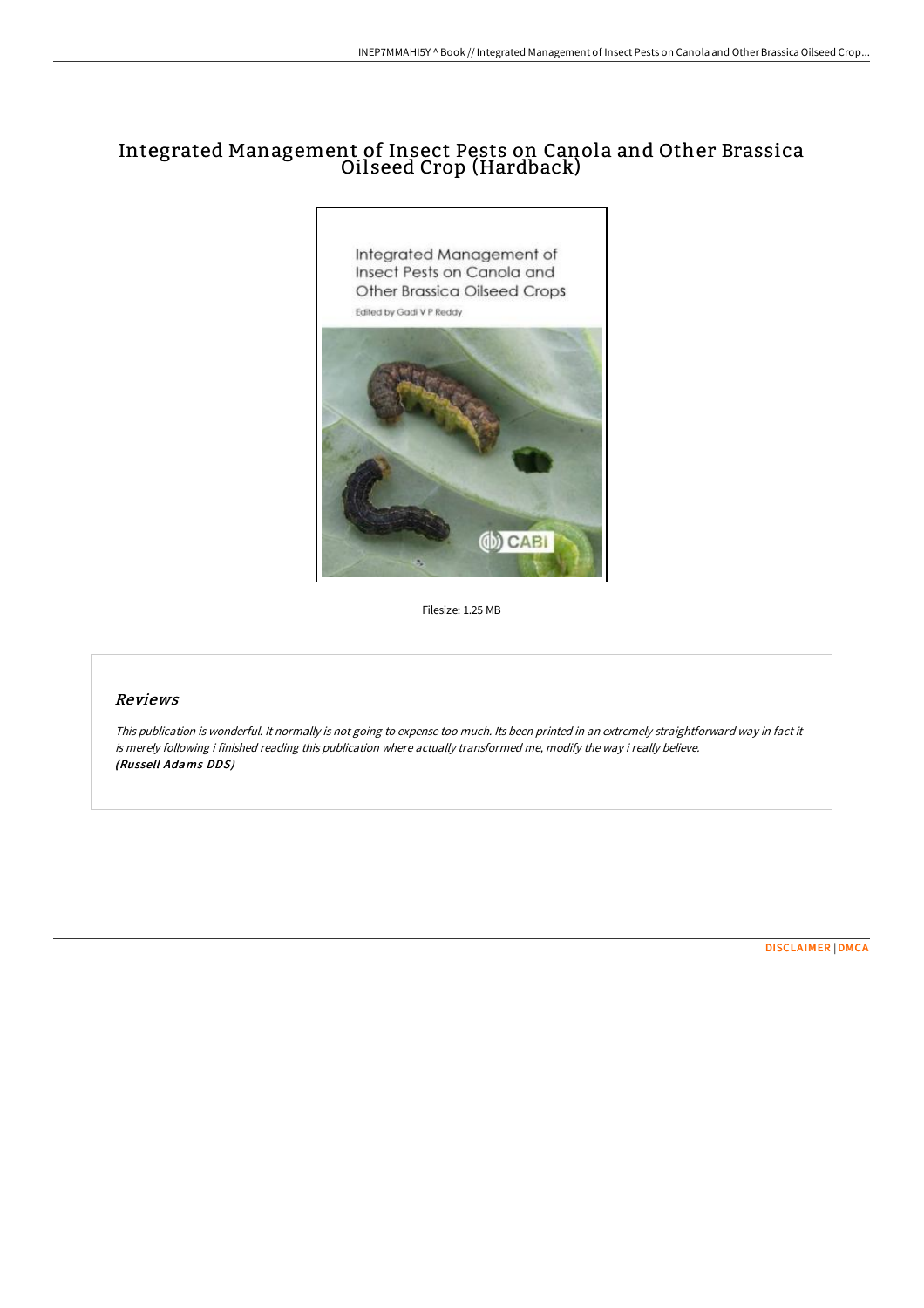# Integrated Management of Insect Pests on Canola and Other Brassica Oilseed Crop (Hardback)

Filesize: 1.25 MB

## Reviews

*This publication is wonderful. It normally is not going to expense too much. Its been printed in an extremely straightforward way in fact it is merely following i finished reading this publication where actually transformed me, modify the way i really believe.*
***(Russell Adams DDS)***

DISCLAIMER | DMCA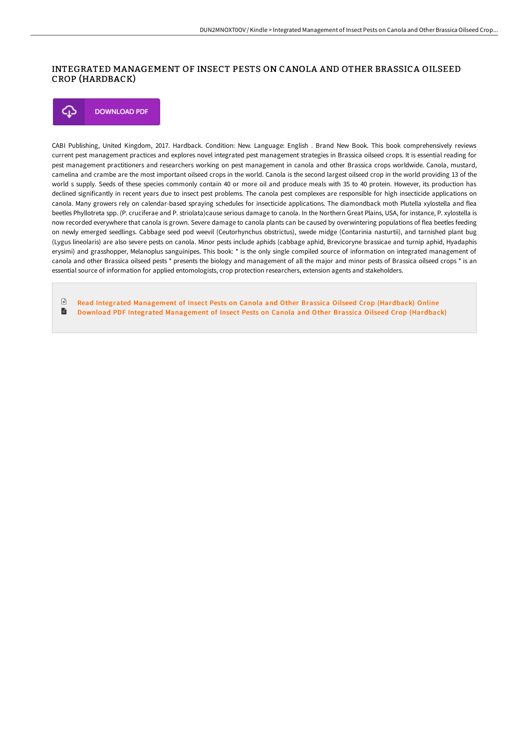# INTEGRATED MANAGEMENT OF INSECT PESTS ON CANOLA AND OTHER BRASSICA OILSEED CROP (HARDBACK)

DOWNLOAD PDF

CABI Publishing, United Kingdom, 2017. Hardback. Condition: New. Language: English . Brand New Book. This book comprehensively reviews current pest management practices and explores novel integrated pest management strategies in Brassica oilseed crops. It is essential reading for pest management practitioners and researchers working on pest management in canola and other Brassica crops worldwide. Canola, mustard, camelina and crambe are the most important oilseed crops in the world. Canola is the second largest oilseed crop in the world providing 13 of the world s supply. Seeds of these species commonly contain 40 or more oil and produce meals with 35 to 40 protein. However, its production has declined significantly in recent years due to insect pest problems. The canola pest complexes are responsible for high insecticide applications on canola. Many growers rely on calendar-based spraying schedules for insecticide applications. The diamondback moth Plutella xylostella and flea beetles Phyllotreta spp. (P. cruciferae and P. striolata)cause serious damage to canola. In the Northern Great Plains, USA, for instance, P. xylostella is now recorded everywhere that canola is grown. Severe damage to canola plants can be caused by overwintering populations of flea beetles feeding on newly emerged seedlings. Cabbage seed pod weevil (Ceutorhynchus obstrictus), swede midge (Contarinia nasturtii), and tarnished plant bug (Lygus lineolaris) are also severe pests on canola. Minor pests include aphids (cabbage aphid, Brevicoryne brassicae and turnip aphid, Hyadaphis erysimi) and grasshopper, Melanoplus sanguinipes. This book: * is the only single compiled source of information on integrated management of canola and other Brassica oilseed pests * presents the biology and management of all the major and minor pests of Brassica oilseed crops * is an essential source of information for applied entomologists, crop protection researchers, extension agents and stakeholders.

- Read Integrated Management of Insect Pests on Canola and Other Brassica Oilseed Crop (Hardback) Online
- Download PDF Integrated Management of Insect Pests on Canola and Other Brassica Oilseed Crop (Hardback)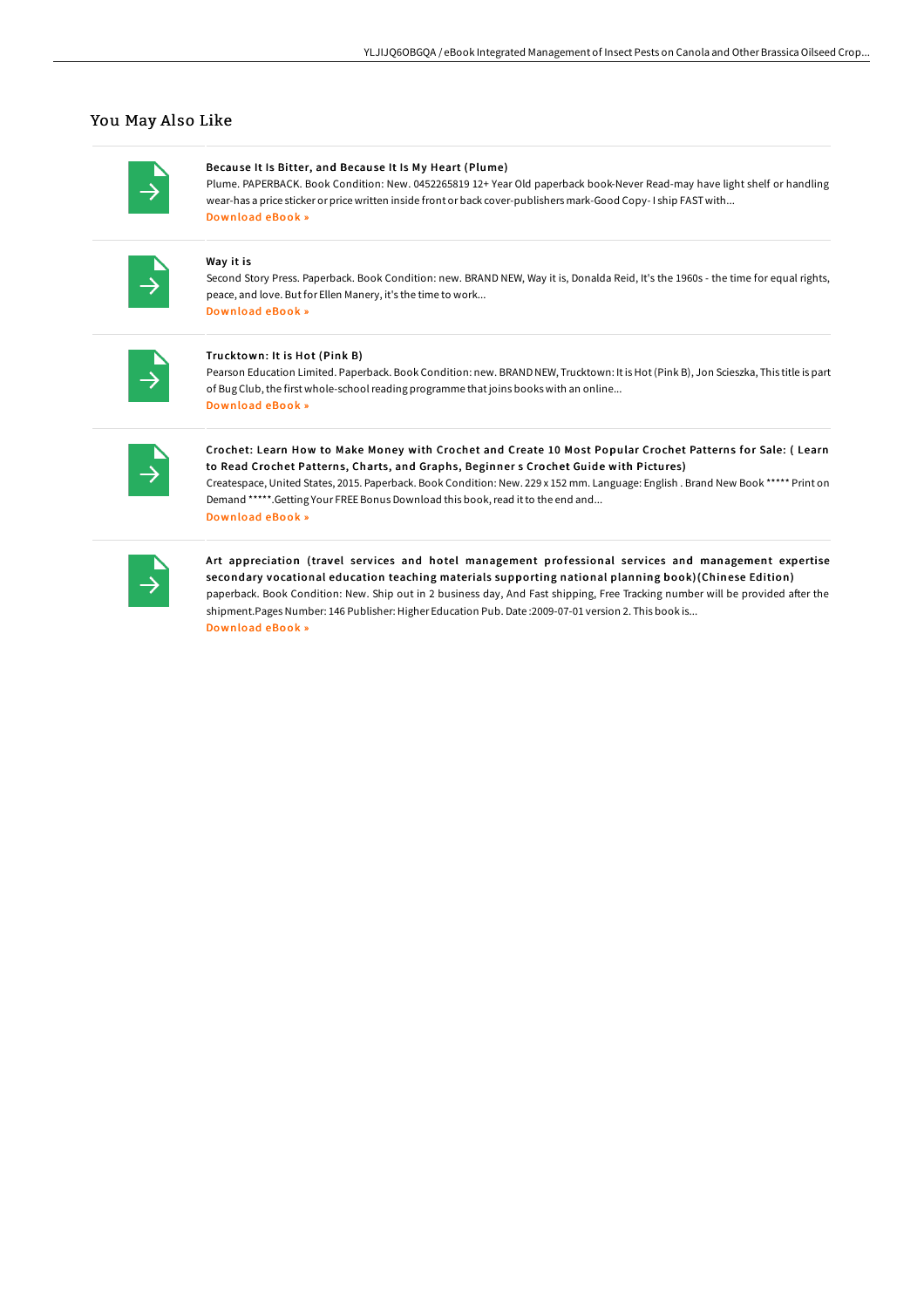## You May Also Like

### Because It Is Bitter, and Because It Is My Heart (Plume)

Plume. PAPERBACK. Book Condition: New. 0452265819 12+ Year Old paperback book-Never Read-may have light shelf or handling wear-has a price sticker or price written inside front or back cover-publishers mark-Good Copy- I ship FAST with...

Download eBook »

### Way it is

Second Story Press. Paperback. Book Condition: new. BRAND NEW, Way it is, Donalda Reid, It's the 1960s - the time for equal rights, peace, and love. But for Ellen Manery, it's the time to work...

Download eBook »

### Trucktown: It is Hot (Pink B)

Pearson Education Limited. Paperback. Book Condition: new. BRAND NEW, Trucktown: It is Hot (Pink B), Jon Scieszka, This title is part of Bug Club, the first whole-school reading programme that joins books with an online...

Download eBook »

### Crochet: Learn How to Make Money with Crochet and Create 10 Most Popular Crochet Patterns for Sale: ( Learn to Read Crochet Patterns, Charts, and Graphs, Beginner s Crochet Guide with Pictures)

Createspace, United States, 2015. Paperback. Book Condition: New. 229 x 152 mm. Language: English . Brand New Book ***** Print on Demand *****.Getting Your FREE Bonus Download this book, read it to the end and...

Download eBook »

### Art appreciation (travel services and hotel management professional services and management expertise secondary vocational education teaching materials supporting national planning book)(Chinese Edition)

paperback. Book Condition: New. Ship out in 2 business day, And Fast shipping, Free Tracking number will be provided after the shipment.Pages Number: 146 Publisher: Higher Education Pub. Date :2009-07-01 version 2. This book is...

Download eBook »